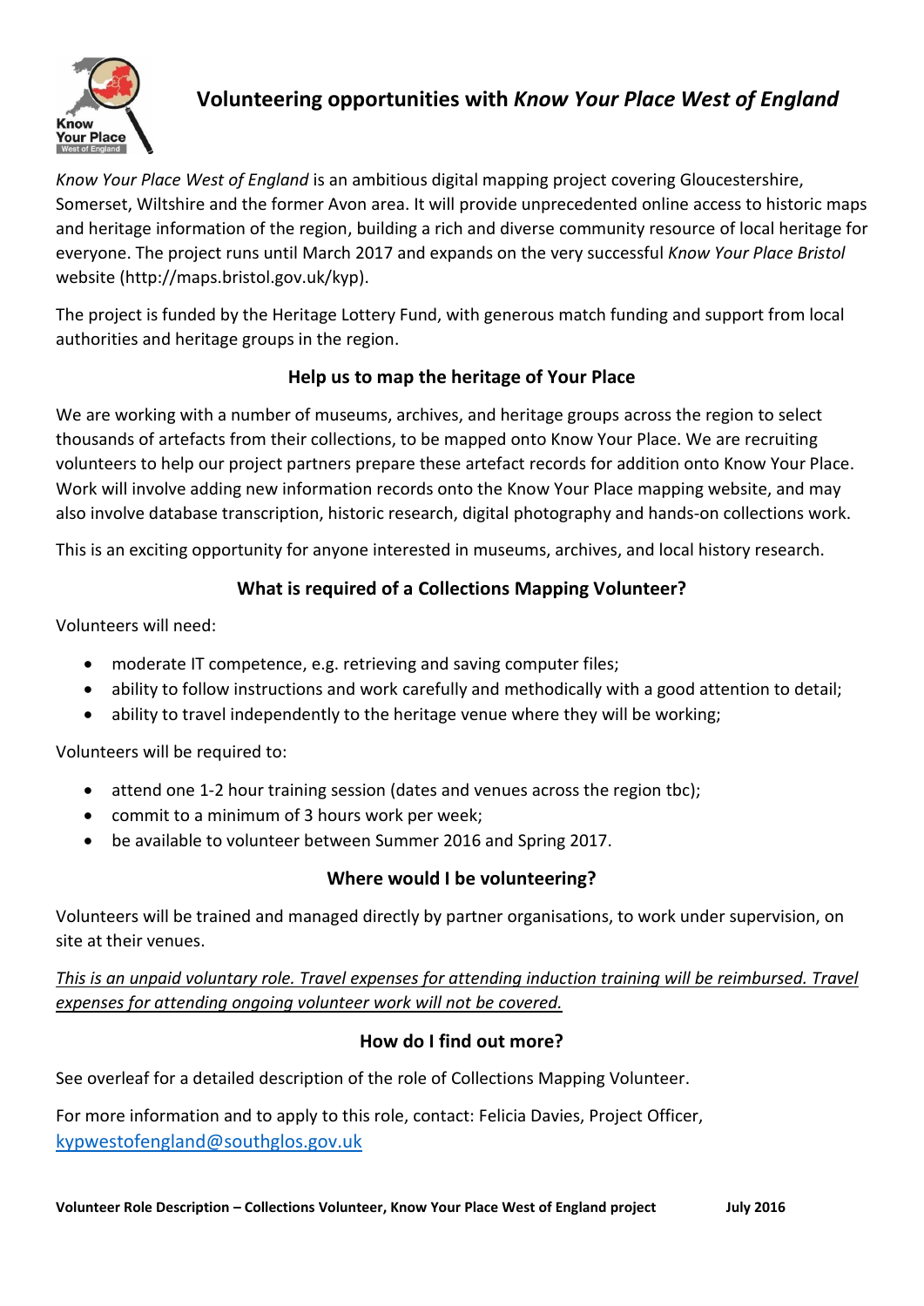# Volunteering opportunities with *Know Your Place West of England*

*Know Your Place West of England* is an ambitious digital mapping project covering Gloucestershire, Somerset, Wiltshire and the former Avon area. It will provide unprecedented online access to historic maps and heritage information of the region, building a rich and diverse community resource of local heritage for everyone. The project runs until March 2017 and expands on the very successful *Know Your Place Bristol* website (http://maps.bristol.gov.uk/kyp).

The project is funded by the Heritage Lottery Fund, with generous match funding and support from local authorities and heritage groups in the region.

## Help us to map the heritage of Your Place

We are working with a number of museums, archives, and heritage groups across the region to select thousands of artefacts from their collections, to be mapped onto Know Your Place. We are recruiting volunteers to help our project partners prepare these artefact records for addition onto Know Your Place. Work will involve adding new information records onto the Know Your Place mapping website, and may also involve database transcription, historic research, digital photography and hands-on collections work.

This is an exciting opportunity for anyone interested in museums, archives, and local history research.

## What is required of a Collections Mapping Volunteer?

Volunteers will need:

- moderate IT competence, e.g. retrieving and saving computer files;
- ability to follow instructions and work carefully and methodically with a good attention to detail;
- ability to travel independently to the heritage venue where they will be working;

Volunteers will be required to:

- attend one 1-2 hour training session (dates and venues across the region tbc);
- commit to a minimum of 3 hours work per week;
- be available to volunteer between Summer 2016 and Spring 2017.

## Where would I be volunteering?

Volunteers will be trained and managed directly by partner organisations, to work under supervision, on site at their venues.

*This is an unpaid voluntary role. Travel expenses for attending induction training will be reimbursed. Travel expenses for attending ongoing volunteer work will not be covered.*

## How do I find out more?

See overleaf for a detailed description of the role of Collections Mapping Volunteer.

For more information and to apply to this role, contact: Felicia Davies, Project Officer, kypwestofengland@southglos.gov.uk

**Volunteer Role Description – Collections Volunteer, Know Your Place West of England project July 2016**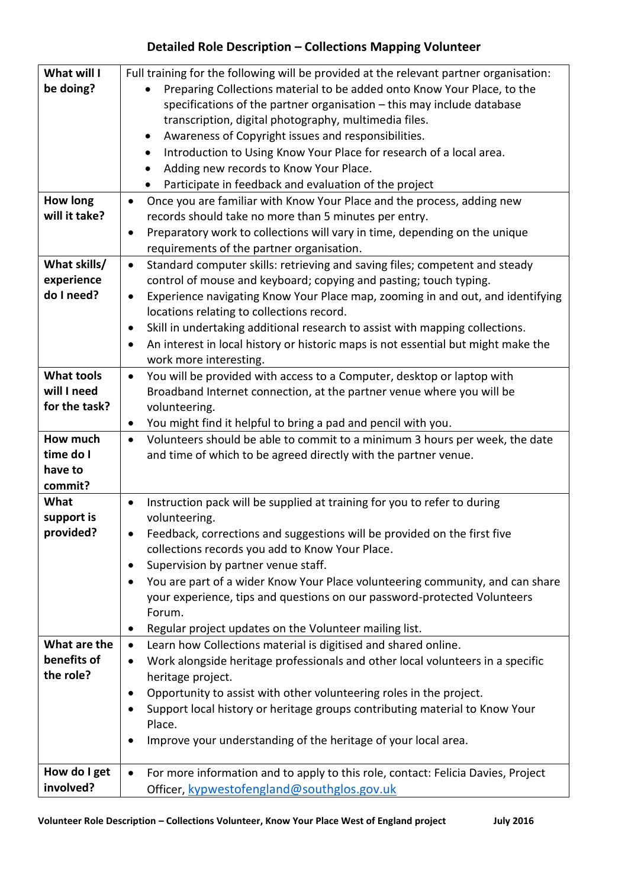## Detailed Role Description – Collections Mapping Volunteer

| | |
|---|---|
| **What will I be doing?** | Full training for the following will be provided at the relevant partner organisation:<br>• Preparing Collections material to be added onto Know Your Place, to the specifications of the partner organisation – this may include database transcription, digital photography, multimedia files.<br>• Awareness of Copyright issues and responsibilities.<br>• Introduction to Using Know Your Place for research of a local area.<br>• Adding new records to Know Your Place.<br>• Participate in feedback and evaluation of the project |
| **How long will it take?** | • Once you are familiar with Know Your Place and the process, adding new records should take no more than 5 minutes per entry.<br>• Preparatory work to collections will vary in time, depending on the unique requirements of the partner organisation. |
| **What skills/ experience do I need?** | • Standard computer skills: retrieving and saving files; competent and steady control of mouse and keyboard; copying and pasting; touch typing.<br>• Experience navigating Know Your Place map, zooming in and out, and identifying locations relating to collections record.<br>• Skill in undertaking additional research to assist with mapping collections.<br>• An interest in local history or historic maps is not essential but might make the work more interesting. |
| **What tools will I need for the task?** | • You will be provided with access to a Computer, desktop or laptop with Broadband Internet connection, at the partner venue where you will be volunteering.<br>• You might find it helpful to bring a pad and pencil with you. |
| **How much time do I have to commit?** | • Volunteers should be able to commit to a minimum 3 hours per week, the date and time of which to be agreed directly with the partner venue. |
| **What support is provided?** | • Instruction pack will be supplied at training for you to refer to during volunteering.<br>• Feedback, corrections and suggestions will be provided on the first five collections records you add to Know Your Place.<br>• Supervision by partner venue staff.<br>• You are part of a wider Know Your Place volunteering community, and can share your experience, tips and questions on our password-protected Volunteers Forum.<br>• Regular project updates on the Volunteer mailing list. |
| **What are the benefits of the role?** | • Learn how Collections material is digitised and shared online.<br>• Work alongside heritage professionals and other local volunteers in a specific heritage project.<br>• Opportunity to assist with other volunteering roles in the project.<br>• Support local history or heritage groups contributing material to Know Your Place.<br>• Improve your understanding of the heritage of your local area. |
| **How do I get involved?** | • For more information and to apply to this role, contact: Felicia Davies, Project Officer, kypwestofengland@southglos.gov.uk |

**Volunteer Role Description – Collections Volunteer, Know Your Place West of England project** **July 2016**